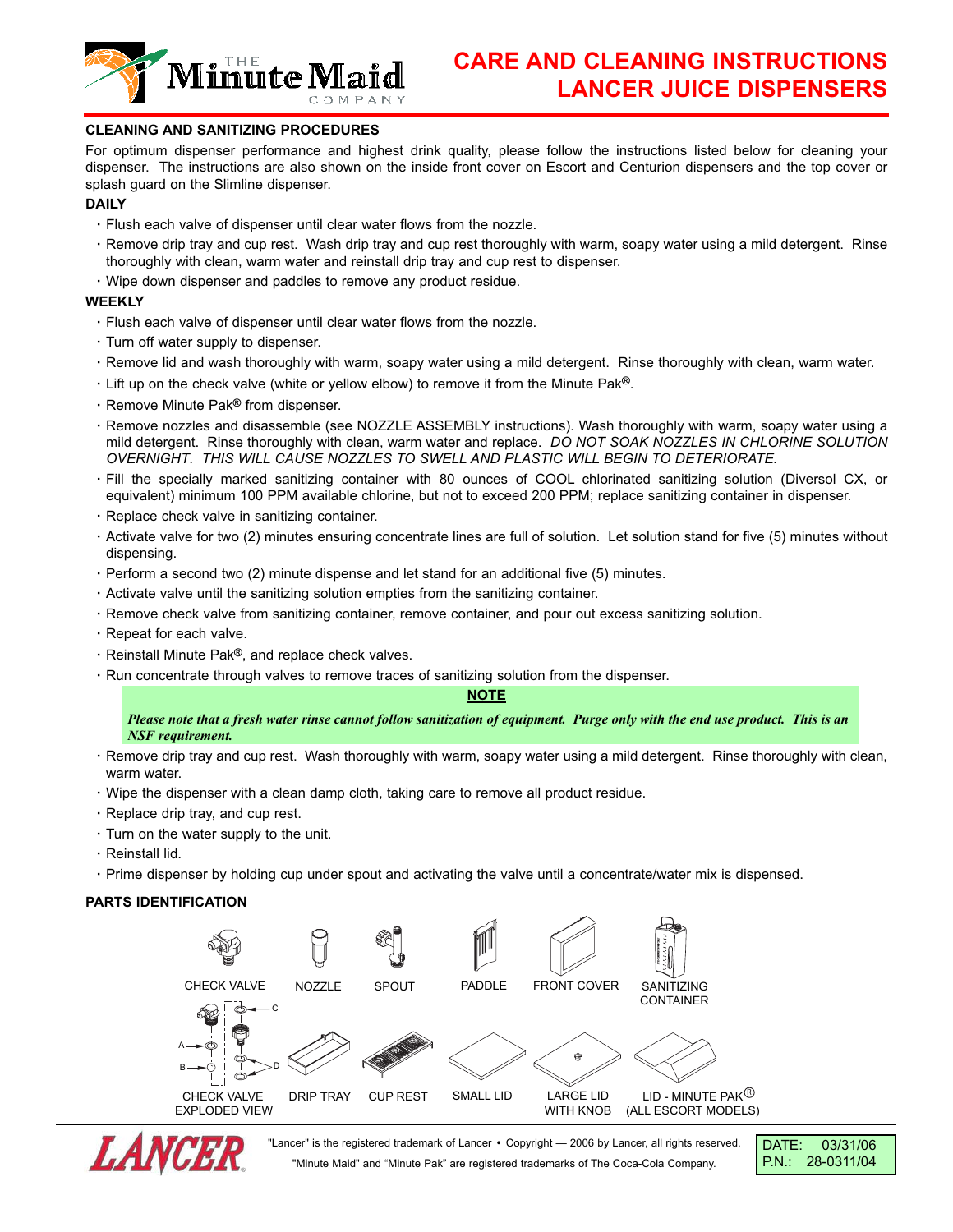# CARE AND CLEANING INSTRUCTIONS LANCER JUICE DISPENSERS

## CLEANING AND SANITIZING PROCEDURES

For optimum dispenser performance and highest drink quality, please follow the instructions listed below for cleaning your dispenser. The instructions are also shown on the inside front cover on Escort and Centurion dispensers and the top cover or splash guard on the Slimline dispenser.

### DAILY

- Flush each valve of dispenser until clear water flows from the nozzle.
- Remove drip tray and cup rest. Wash drip tray and cup rest thoroughly with warm, soapy water using a mild detergent. Rinse thoroughly with clean, warm water and reinstall drip tray and cup rest to dispenser.
- Wipe down dispenser and paddles to remove any product residue.

### WEEKLY

- Flush each valve of dispenser until clear water flows from the nozzle.
- Turn off water supply to dispenser.
- Remove lid and wash thoroughly with warm, soapy water using a mild detergent. Rinse thoroughly with clean, warm water.
- Lift up on the check valve (white or yellow elbow) to remove it from the Minute Pak®.
- Remove Minute Pak® from dispenser.
- Remove nozzles and disassemble (see NOZZLE ASSEMBLY instructions). Wash thoroughly with warm, soapy water using a mild detergent. Rinse thoroughly with clean, warm water and replace. *DO NOT SOAK NOZZLES IN CHLORINE SOLUTION OVERNIGHT. THIS WILL CAUSE NOZZLES TO SWELL AND PLASTIC WILL BEGIN TO DETERIORATE.*
- Fill the specially marked sanitizing container with 80 ounces of COOL chlorinated sanitizing solution (Diversol CX, or equivalent) minimum 100 PPM available chlorine, but not to exceed 200 PPM; replace sanitizing container in dispenser.
- Replace check valve in sanitizing container.
- Activate valve for two (2) minutes ensuring concentrate lines are full of solution. Let solution stand for five (5) minutes without dispensing.
- Perform a second two (2) minute dispense and let stand for an additional five (5) minutes.
- Activate valve until the sanitizing solution empties from the sanitizing container.
- Remove check valve from sanitizing container, remove container, and pour out excess sanitizing solution.
- Repeat for each valve.
- Reinstall Minute Pak®, and replace check valves.
- Run concentrate through valves to remove traces of sanitizing solution from the dispenser.

**NOTE**

***Please note that a fresh water rinse cannot follow sanitization of equipment. Purge only with the end use product. This is an NSF requirement.***

- Remove drip tray and cup rest. Wash thoroughly with warm, soapy water using a mild detergent. Rinse thoroughly with clean, warm water.
- Wipe the dispenser with a clean damp cloth, taking care to remove all product residue.
- Replace drip tray, and cup rest.
- Turn on the water supply to the unit.
- Reinstall lid.
- Prime dispenser by holding cup under spout and activating the valve until a concentrate/water mix is dispensed.

## PARTS IDENTIFICATION

CHECK VALVE NOZZLE SPOUT PADDLE FRONT COVER SANITIZING CONTAINER

CHECK VALVE EXPLODED VIEW (A, B, C, D) DRIP TRAY CUP REST SMALL LID LARGE LID WITH KNOB LID - MINUTE PAK® (ALL ESCORT MODELS)

"Lancer" is the registered trademark of Lancer • Copyright — 2006 by Lancer, all rights reserved.
"Minute Maid" and "Minute Pak" are registered trademarks of The Coca-Cola Company.

DATE: 03/31/06
P.N.: 28-0311/04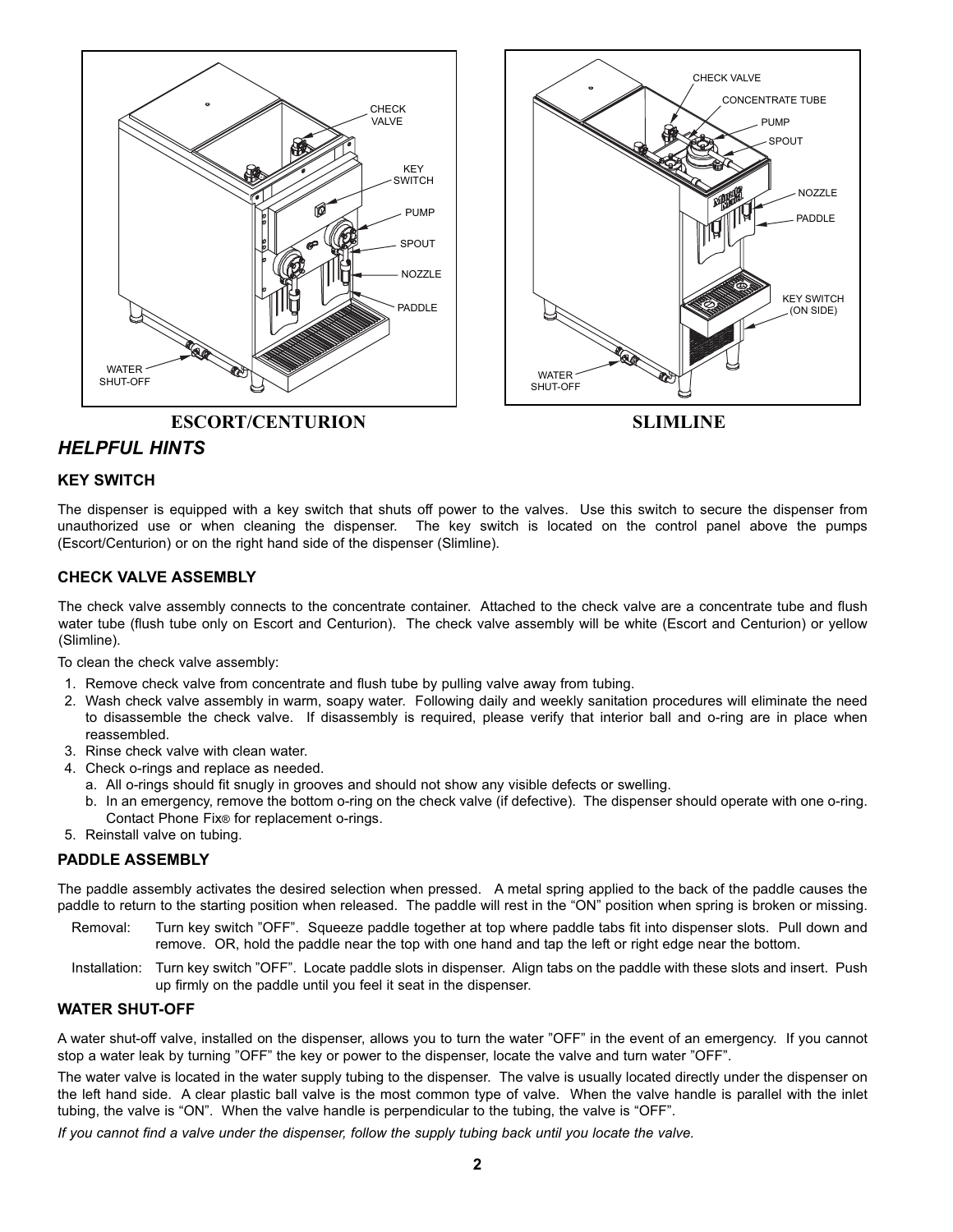ESCORT/CENTURION

SLIMLINE

## HELPFUL HINTS

### KEY SWITCH

The dispenser is equipped with a key switch that shuts off power to the valves. Use this switch to secure the dispenser from unauthorized use or when cleaning the dispenser. The key switch is located on the control panel above the pumps (Escort/Centurion) or on the right hand side of the dispenser (Slimline).

### CHECK VALVE ASSEMBLY

The check valve assembly connects to the concentrate container. Attached to the check valve are a concentrate tube and flush water tube (flush tube only on Escort and Centurion). The check valve assembly will be white (Escort and Centurion) or yellow (Slimline).

To clean the check valve assembly:

1. Remove check valve from concentrate and flush tube by pulling valve away from tubing.
2. Wash check valve assembly in warm, soapy water. Following daily and weekly sanitation procedures will eliminate the need to disassemble the check valve. If disassembly is required, please verify that interior ball and o-ring are in place when reassembled.
3. Rinse check valve with clean water.
4. Check o-rings and replace as needed.
   a. All o-rings should fit snugly in grooves and should not show any visible defects or swelling.
   b. In an emergency, remove the bottom o-ring on the check valve (if defective). The dispenser should operate with one o-ring. Contact Phone Fix® for replacement o-rings.
5. Reinstall valve on tubing.

### PADDLE ASSEMBLY

The paddle assembly activates the desired selection when pressed. A metal spring applied to the back of the paddle causes the paddle to return to the starting position when released. The paddle will rest in the "ON" position when spring is broken or missing.

Removal: Turn key switch "OFF". Squeeze paddle together at top where paddle tabs fit into dispenser slots. Pull down and remove. OR, hold the paddle near the top with one hand and tap the left or right edge near the bottom.

Installation: Turn key switch "OFF". Locate paddle slots in dispenser. Align tabs on the paddle with these slots and insert. Push up firmly on the paddle until you feel it seat in the dispenser.

### WATER SHUT-OFF

A water shut-off valve, installed on the dispenser, allows you to turn the water "OFF" in the event of an emergency. If you cannot stop a water leak by turning "OFF" the key or power to the dispenser, locate the valve and turn water "OFF".

The water valve is located in the water supply tubing to the dispenser. The valve is usually located directly under the dispenser on the left hand side. A clear plastic ball valve is the most common type of valve. When the valve handle is parallel with the inlet tubing, the valve is "ON". When the valve handle is perpendicular to the tubing, the valve is "OFF".

*If you cannot find a valve under the dispenser, follow the supply tubing back until you locate the valve.*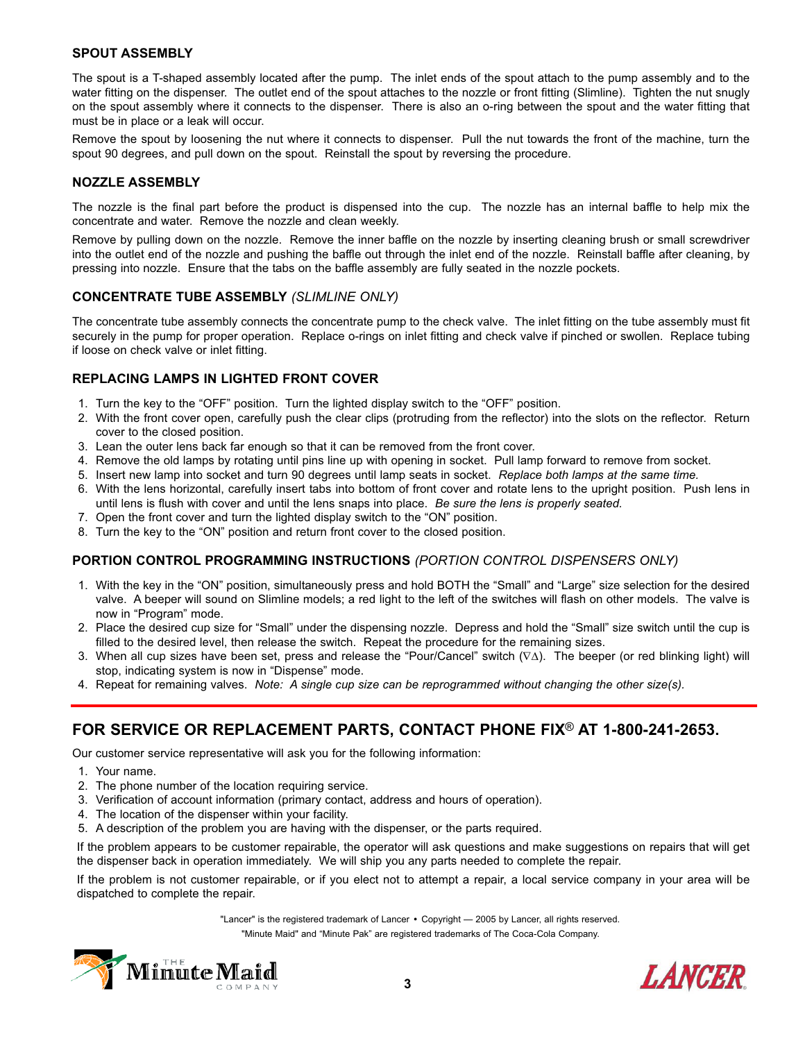### SPOUT ASSEMBLY

The spout is a T-shaped assembly located after the pump. The inlet ends of the spout attach to the pump assembly and to the water fitting on the dispenser. The outlet end of the spout attaches to the nozzle or front fitting (Slimline). Tighten the nut snugly on the spout assembly where it connects to the dispenser. There is also an o-ring between the spout and the water fitting that must be in place or a leak will occur.

Remove the spout by loosening the nut where it connects to dispenser. Pull the nut towards the front of the machine, turn the spout 90 degrees, and pull down on the spout. Reinstall the spout by reversing the procedure.

### NOZZLE ASSEMBLY

The nozzle is the final part before the product is dispensed into the cup. The nozzle has an internal baffle to help mix the concentrate and water. Remove the nozzle and clean weekly.

Remove by pulling down on the nozzle. Remove the inner baffle on the nozzle by inserting cleaning brush or small screwdriver into the outlet end of the nozzle and pushing the baffle out through the inlet end of the nozzle. Reinstall baffle after cleaning, by pressing into nozzle. Ensure that the tabs on the baffle assembly are fully seated in the nozzle pockets.

### CONCENTRATE TUBE ASSEMBLY *(SLIMLINE ONLY)*

The concentrate tube assembly connects the concentrate pump to the check valve. The inlet fitting on the tube assembly must fit securely in the pump for proper operation. Replace o-rings on inlet fitting and check valve if pinched or swollen. Replace tubing if loose on check valve or inlet fitting.

### REPLACING LAMPS IN LIGHTED FRONT COVER

1. Turn the key to the “OFF” position. Turn the lighted display switch to the “OFF” position.
2. With the front cover open, carefully push the clear clips (protruding from the reflector) into the slots on the reflector. Return cover to the closed position.
3. Lean the outer lens back far enough so that it can be removed from the front cover.
4. Remove the old lamps by rotating until pins line up with opening in socket. Pull lamp forward to remove from socket.
5. Insert new lamp into socket and turn 90 degrees until lamp seats in socket. *Replace both lamps at the same time.*
6. With the lens horizontal, carefully insert tabs into bottom of front cover and rotate lens to the upright position. Push lens in until lens is flush with cover and until the lens snaps into place. *Be sure the lens is properly seated.*
7. Open the front cover and turn the lighted display switch to the “ON” position.
8. Turn the key to the “ON” position and return front cover to the closed position.

### PORTION CONTROL PROGRAMMING INSTRUCTIONS *(PORTION CONTROL DISPENSERS ONLY)*

1. With the key in the “ON” position, simultaneously press and hold BOTH the “Small” and “Large” size selection for the desired valve. A beeper will sound on Slimline models; a red light to the left of the switches will flash on other models. The valve is now in “Program” mode.
2. Place the desired cup size for “Small” under the dispensing nozzle. Depress and hold the “Small” size switch until the cup is filled to the desired level, then release the switch. Repeat the procedure for the remaining sizes.
3. When all cup sizes have been set, press and release the “Pour/Cancel” switch (∇∆). The beeper (or red blinking light) will stop, indicating system is now in “Dispense” mode.
4. Repeat for remaining valves. *Note: A single cup size can be reprogrammed without changing the other size(s).*

---

## FOR SERVICE OR REPLACEMENT PARTS, CONTACT PHONE FIX® AT 1-800-241-2653.

Our customer service representative will ask you for the following information:

1. Your name.
2. The phone number of the location requiring service.
3. Verification of account information (primary contact, address and hours of operation).
4. The location of the dispenser within your facility.
5. A description of the problem you are having with the dispenser, or the parts required.

If the problem appears to be customer repairable, the operator will ask questions and make suggestions on repairs that will get the dispenser back in operation immediately. We will ship you any parts needed to complete the repair.

If the problem is not customer repairable, or if you elect not to attempt a repair, a local service company in your area will be dispatched to complete the repair.

"Lancer" is the registered trademark of Lancer • Copyright — 2005 by Lancer, all rights reserved.

"Minute Maid" and “Minute Pak” are registered trademarks of The Coca-Cola Company.

THE Minute Maid COMPANY

LANCER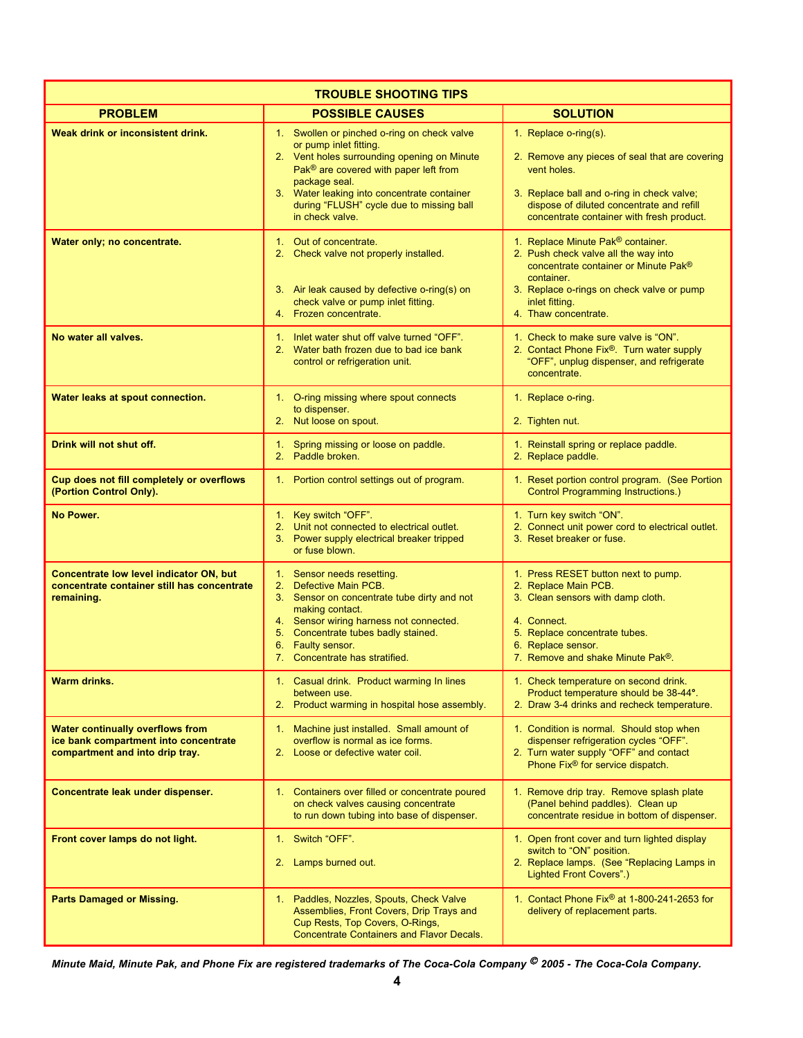## TROUBLE SHOOTING TIPS

| PROBLEM | POSSIBLE CAUSES | SOLUTION |
|---|---|---|
| **Weak drink or inconsistent drink.** | 1. Swollen or pinched o-ring on check valve or pump inlet fitting.<br>2. Vent holes surrounding opening on Minute Pak® are covered with paper left from package seal.<br>3. Water leaking into concentrate container during "FLUSH" cycle due to missing ball in check valve. | 1. Replace o-ring(s).<br>2. Remove any pieces of seal that are covering vent holes.<br>3. Replace ball and o-ring in check valve; dispose of diluted concentrate and refill concentrate container with fresh product. |
| **Water only; no concentrate.** | 1. Out of concentrate.<br>2. Check valve not properly installed.<br>3. Air leak caused by defective o-ring(s) on check valve or pump inlet fitting.<br>4. Frozen concentrate. | 1. Replace Minute Pak® container.<br>2. Push check valve all the way into concentrate container or Minute Pak® container.<br>3. Replace o-rings on check valve or pump inlet fitting.<br>4. Thaw concentrate. |
| **No water all valves.** | 1. Inlet water shut off valve turned "OFF".<br>2. Water bath frozen due to bad ice bank control or refrigeration unit. | 1. Check to make sure valve is "ON".<br>2. Contact Phone Fix®. Turn water supply "OFF", unplug dispenser, and refrigerate concentrate. |
| **Water leaks at spout connection.** | 1. O-ring missing where spout connects to dispenser.<br>2. Nut loose on spout. | 1. Replace o-ring.<br>2. Tighten nut. |
| **Drink will not shut off.** | 1. Spring missing or loose on paddle.<br>2. Paddle broken. | 1. Reinstall spring or replace paddle.<br>2. Replace paddle. |
| **Cup does not fill completely or overflows (Portion Control Only).** | 1. Portion control settings out of program. | 1. Reset portion control program. (See Portion Control Programming Instructions.) |
| **No Power.** | 1. Key switch "OFF".<br>2. Unit not connected to electrical outlet.<br>3. Power supply electrical breaker tripped or fuse blown. | 1. Turn key switch "ON".<br>2. Connect unit power cord to electrical outlet.<br>3. Reset breaker or fuse. |
| **Concentrate low level indicator ON, but concentrate container still has concentrate remaining.** | 1. Sensor needs resetting.<br>2. Defective Main PCB.<br>3. Sensor on concentrate tube dirty and not making contact.<br>4. Sensor wiring harness not connected.<br>5. Concentrate tubes badly stained.<br>6. Faulty sensor.<br>7. Concentrate has stratified. | 1. Press RESET button next to pump.<br>2. Replace Main PCB.<br>3. Clean sensors with damp cloth.<br>4. Connect.<br>5. Replace concentrate tubes.<br>6. Replace sensor.<br>7. Remove and shake Minute Pak®. |
| **Warm drinks.** | 1. Casual drink. Product warming In lines between use.<br>2. Product warming in hospital hose assembly. | 1. Check temperature on second drink. Product temperature should be 38-44°.<br>2. Draw 3-4 drinks and recheck temperature. |
| **Water continually overflows from ice bank compartment into concentrate compartment and into drip tray.** | 1. Machine just installed. Small amount of overflow is normal as ice forms.<br>2. Loose or defective water coil. | 1. Condition is normal. Should stop when dispenser refrigeration cycles "OFF".<br>2. Turn water supply "OFF" and contact Phone Fix® for service dispatch. |
| **Concentrate leak under dispenser.** | 1. Containers over filled or concentrate poured on check valves causing concentrate to run down tubing into base of dispenser. | 1. Remove drip tray. Remove splash plate (Panel behind paddles). Clean up concentrate residue in bottom of dispenser. |
| **Front cover lamps do not light.** | 1. Switch "OFF".<br>2. Lamps burned out. | 1. Open front cover and turn lighted display switch to "ON" position.<br>2. Replace lamps. (See "Replacing Lamps in Lighted Front Covers".) |
| **Parts Damaged or Missing.** | 1. Paddles, Nozzles, Spouts, Check Valve Assemblies, Front Covers, Drip Trays and Cup Rests, Top Covers, O-Rings, Concentrate Containers and Flavor Decals. | 1. Contact Phone Fix® at 1-800-241-2653 for delivery of replacement parts. |

***Minute Maid, Minute Pak, and Phone Fix are registered trademarks of The Coca-Cola Company © 2005 - The Coca-Cola Company.***